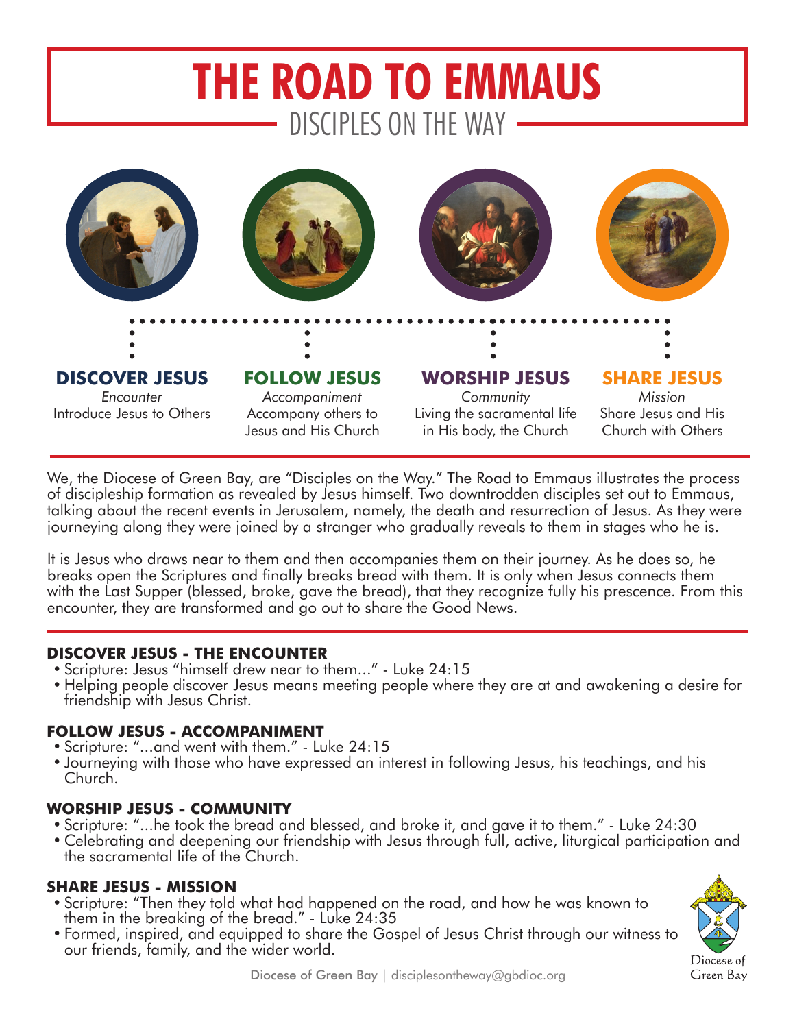# THE ROAD TO EMMAUS

## DISCIPLES ON THE WAY

**DISCOVER JESUS**
*Encounter*
Introduce Jesus to Others

**FOLLOW JESUS**
*Accompaniment*
Accompany others to Jesus and His Church

**WORSHIP JESUS**
*Community*
Living the sacramental life in His body, the Church

**SHARE JESUS**
*Mission*
Share Jesus and His Church with Others

We, the Diocese of Green Bay, are “Disciples on the Way.” The Road to Emmaus illustrates the process of discipleship formation as revealed by Jesus himself. Two downtrodden disciples set out to Emmaus, talking about the recent events in Jerusalem, namely, the death and resurrection of Jesus. As they were journeying along they were joined by a stranger who gradually reveals to them in stages who he is.

It is Jesus who draws near to them and then accompanies them on their journey. As he does so, he breaks open the Scriptures and finally breaks bread with them. It is only when Jesus connects them with the Last Supper (blessed, broke, gave the bread), that they recognize fully his presence. From this encounter, they are transformed and go out to share the Good News.

### DISCOVER JESUS - THE ENCOUNTER

- Scripture: Jesus “himself drew near to them...” - Luke 24:15
- Helping people discover Jesus means meeting people where they are at and awakening a desire for friendship with Jesus Christ.

### FOLLOW JESUS - ACCOMPANIMENT

- Scripture: “...and went with them.” - Luke 24:15
- Journeying with those who have expressed an interest in following Jesus, his teachings, and his Church.

### WORSHIP JESUS - COMMUNITY

- Scripture: “...he took the bread and blessed, and broke it, and gave it to them.” - Luke 24:30
- Celebrating and deepening our friendship with Jesus through full, active, liturgical participation and the sacramental life of the Church.

### SHARE JESUS - MISSION

- Scripture: “Then they told what had happened on the road, and how he was known to them in the breaking of the bread.” - Luke 24:35
- Formed, inspired, and equipped to share the Gospel of Jesus Christ through our witness to our friends, family, and the wider world.

Diocese of Green Bay | disciplesontheway@gbdioc.org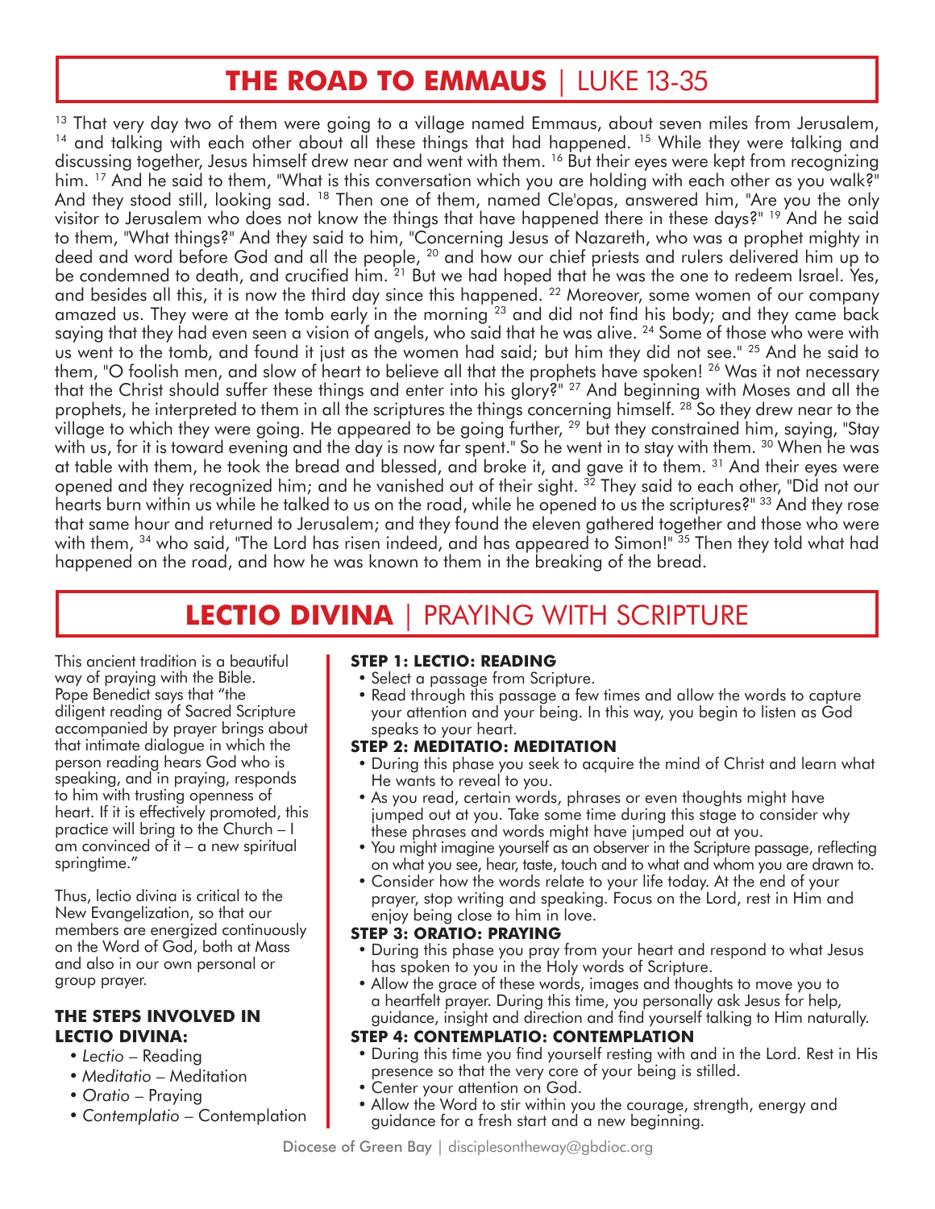# **THE ROAD TO EMMAUS** | LUKE 13-35

[13] That very day two of them were going to a village named Emmaus, about seven miles from Jerusalem, [14] and talking with each other about all these things that had happened. [15] While they were talking and discussing together, Jesus himself drew near and went with them. [16] But their eyes were kept from recognizing him. [17] And he said to them, "What is this conversation which you are holding with each other as you walk?" And they stood still, looking sad. [18] Then one of them, named Cle'opas, answered him, "Are you the only visitor to Jerusalem who does not know the things that have happened there in these days?" [19] And he said to them, "What things?" And they said to him, "Concerning Jesus of Nazareth, who was a prophet mighty in deed and word before God and all the people, [20] and how our chief priests and rulers delivered him up to be condemned to death, and crucified him. [21] But we had hoped that he was the one to redeem Israel. Yes, and besides all this, it is now the third day since this happened. [22] Moreover, some women of our company amazed us. They were at the tomb early in the morning [23] and did not find his body; and they came back saying that they had even seen a vision of angels, who said that he was alive. [24] Some of those who were with us went to the tomb, and found it just as the women had said; but him they did not see." [25] And he said to them, "O foolish men, and slow of heart to believe all that the prophets have spoken! [26] Was it not necessary that the Christ should suffer these things and enter into his glory?" [27] And beginning with Moses and all the prophets, he interpreted to them in all the scriptures the things concerning himself. [28] So they drew near to the village to which they were going. He appeared to be going further, [29] but they constrained him, saying, "Stay with us, for it is toward evening and the day is now far spent." So he went in to stay with them. [30] When he was at table with them, he took the bread and blessed, and broke it, and gave it to them. [31] And their eyes were opened and they recognized him; and he vanished out of their sight. [32] They said to each other, "Did not our hearts burn within us while he talked to us on the road, while he opened to us the scriptures?" [33] And they rose that same hour and returned to Jerusalem; and they found the eleven gathered together and those who were with them, [34] who said, "The Lord has risen indeed, and has appeared to Simon!" [35] Then they told what had happened on the road, and how he was known to them in the breaking of the bread.

# **LECTIO DIVINA** | PRAYING WITH SCRIPTURE

This ancient tradition is a beautiful way of praying with the Bible. Pope Benedict says that "the diligent reading of Sacred Scripture accompanied by prayer brings about that intimate dialogue in which the person reading hears God who is speaking, and in praying, responds to him with trusting openness of heart. If it is effectively promoted, this practice will bring to the Church – I am convinced of it – a new spiritual springtime."

Thus, lectio divina is critical to the New Evangelization, so that our members are energized continuously on the Word of God, both at Mass and also in our own personal or group prayer.

### THE STEPS INVOLVED IN LECTIO DIVINA:

- *Lectio* – Reading
- *Meditatio* – Meditation
- *Oratio* – Praying
- *Contemplatio* – Contemplation

### STEP 1: LECTIO: READING

- Select a passage from Scripture.
- Read through this passage a few times and allow the words to capture your attention and your being. In this way, you begin to listen as God speaks to your heart.

### STEP 2: MEDITATIO: MEDITATION

- During this phase you seek to acquire the mind of Christ and learn what He wants to reveal to you.
- As you read, certain words, phrases or even thoughts might have jumped out at you. Take some time during this stage to consider why these phrases and words might have jumped out at you.
- You might imagine yourself as an observer in the Scripture passage, reflecting on what you see, hear, taste, touch and to what and whom you are drawn to.
- Consider how the words relate to your life today. At the end of your prayer, stop writing and speaking. Focus on the Lord, rest in Him and enjoy being close to him in love.

### STEP 3: ORATIO: PRAYING

- During this phase you pray from your heart and respond to what Jesus has spoken to you in the Holy words of Scripture.
- Allow the grace of these words, images and thoughts to move you to a heartfelt prayer. During this time, you personally ask Jesus for help, guidance, insight and direction and find yourself talking to Him naturally.

### STEP 4: CONTEMPLATIO: CONTEMPLATION

- During this time you find yourself resting with and in the Lord. Rest in His presence so that the very core of your being is stilled.
- Center your attention on God.
- Allow the Word to stir within you the courage, strength, energy and guidance for a fresh start and a new beginning.

Diocese of Green Bay | disciplesontheway@gbdioc.org